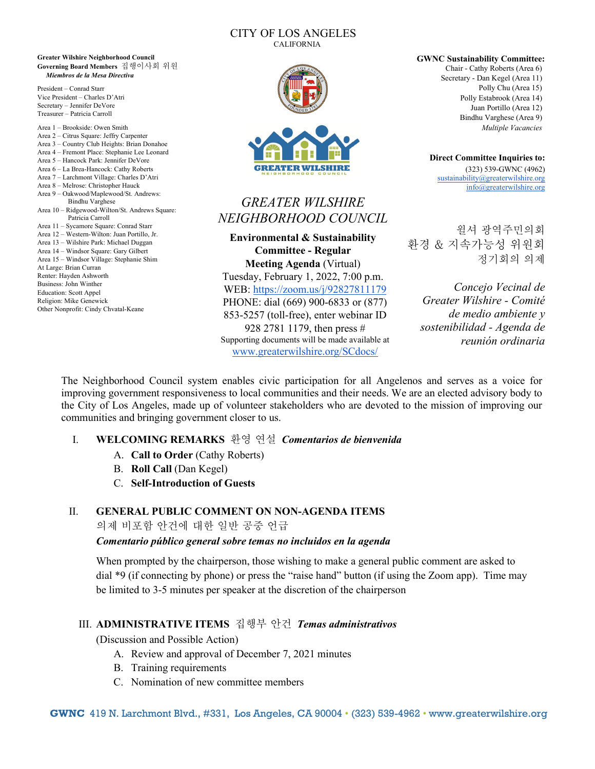CITY OF LOS ANGELES
CALIFORNIA

**Greater Wilshire Neighborhood Council**
**Governing Board Members** 집행이사회 위원
***Miembros de la Mesa Directiva***

President – Conrad Starr
Vice President – Charles D'Atri
Secretary – Jennifer DeVore
Treasurer – Patricia Carroll

Area 1 – Brookside: Owen Smith
Area 2 – Citrus Square: Jeffry Carpenter
Area 3 – Country Club Heights: Brian Donahoe
Area 4 – Fremont Place: Stephanie Lee Leonard
Area 5 – Hancock Park: Jennifer DeVore
Area 6 – La Brea-Hancock: Cathy Roberts
Area 7 – Larchmont Village: Charles D'Atri
Area 8 – Melrose: Christopher Hauck
Area 9 – Oakwood/Maplewood/St. Andrews: Bindhu Varghese
Area 10 – Ridgewood-Wilton/St. Andrews Square: Patricia Carroll
Area 11 – Sycamore Square: Conrad Starr
Area 12 – Western-Wilton: Juan Portillo, Jr.
Area 13 – Wilshire Park: Michael Duggan
Area 14 – Windsor Square: Gary Gilbert
Area 15 – Windsor Village: Stephanie Shim
At Large: Brian Curran
Renter: Hayden Ashworth
Business: John Winther
Education: Scott Appel
Religion: Mike Genewick
Other Nonprofit: Cindy Chvatal-Keane

# *GREATER WILSHIRE NEIGHBORHOOD COUNCIL*

**Environmental & Sustainability Committee - Regular Meeting Agenda** (Virtual)
Tuesday, February 1, 2022, 7:00 p.m.
WEB: https://zoom.us/j/92827811179
PHONE: dial (669) 900-6833 or (877) 853-5257 (toll-free), enter webinar ID 928 2781 1179, then press #
Supporting documents will be made available at www.greaterwilshire.org/SCdocs/

**GWNC Sustainability Committee:**
Chair - Cathy Roberts (Area 6)
Secretary - Dan Kegel (Area 11)
Polly Chu (Area 15)
Polly Estabrook (Area 14)
Juan Portillo (Area 12)
Bindhu Varghese (Area 9)
*Multiple Vacancies*

**Direct Committee Inquiries to:**
(323) 539-GWNC (4962)
sustainability@greaterwilshire.org
info@greaterwilshire.org

윌셔 광역주민의회
환경 & 지속가능성 위원회
정기회의 의제

*Concejo Vecinal de Greater Wilshire - Comité de medio ambiente y sostenibilidad - Agenda de reunión ordinaria*

The Neighborhood Council system enables civic participation for all Angelenos and serves as a voice for improving government responsiveness to local communities and their needs. We are an elected advisory body to the City of Los Angeles, made up of volunteer stakeholders who are devoted to the mission of improving our communities and bringing government closer to us.

I. **WELCOMING REMARKS** 환영 연설 ***Comentarios de bienvenida***
   A. **Call to Order** (Cathy Roberts)
   B. **Roll Call** (Dan Kegel)
   C. **Self-Introduction of Guests**

II. **GENERAL PUBLIC COMMENT ON NON-AGENDA ITEMS**
의제 비포함 안건에 대한 일반 공중 언급
***Comentario público general sobre temas no incluidos en la agenda***

When prompted by the chairperson, those wishing to make a general public comment are asked to dial *9 (if connecting by phone) or press the "raise hand" button (if using the Zoom app). Time may be limited to 3-5 minutes per speaker at the discretion of the chairperson

III. **ADMINISTRATIVE ITEMS** 집행부 안건 ***Temas administrativos***
(Discussion and Possible Action)
   A. Review and approval of December 7, 2021 minutes
   B. Training requirements
   C. Nomination of new committee members

**GWNC** 419 N. Larchmont Blvd., #331, Los Angeles, CA 90004 • (323) 539-4962 • www.greaterwilshire.org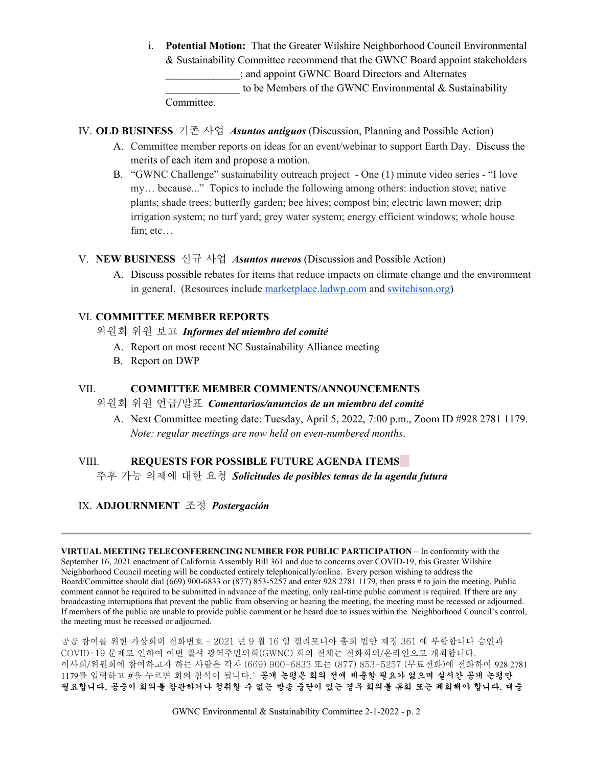i. **Potential Motion:** That the Greater Wilshire Neighborhood Council Environmental & Sustainability Committee recommend that the GWNC Board appoint stakeholders ______________; and appoint GWNC Board Directors and Alternates ______________ to be Members of the GWNC Environmental & Sustainability Committee.

IV. **OLD BUSINESS** 기존 사업 ***Asuntos antiguos*** (Discussion, Planning and Possible Action)

A. Committee member reports on ideas for an event/webinar to support Earth Day. Discuss the merits of each item and propose a motion.

B. "GWNC Challenge" sustainability outreach project - One (1) minute video series - "I love my… because..." Topics to include the following among others: induction stove; native plants; shade trees; butterfly garden; bee hives; compost bin; electric lawn mower; drip irrigation system; no turf yard; grey water system; energy efficient windows; whole house fan; etc…

V. **NEW BUSINESS** 신규 사업 ***Asuntos nuevos*** (Discussion and Possible Action)

A. Discuss possible rebates for items that reduce impacts on climate change and the environment in general. (Resources include marketplace.ladwp.com and switchison.org)

VI. **COMMITTEE MEMBER REPORTS**
위원회 위원 보고 ***Informes del miembro del comité***

A. Report on most recent NC Sustainability Alliance meeting

B. Report on DWP

VII. **COMMITTEE MEMBER COMMENTS/ANNOUNCEMENTS**
위원회 위원 언급/발표 ***Comentarios/anuncios de un miembro del comité***

A. Next Committee meeting date: Tuesday, April 5, 2022, 7:00 p.m., Zoom ID #928 2781 1179. *Note: regular meetings are now held on even-numbered months*.

VIII. **REQUESTS FOR POSSIBLE FUTURE AGENDA ITEMS**
추후 가능 의제에 대한 요청 ***Solicitudes de posibles temas de la agenda futura***

IX. **ADJOURNMENT** 조정 ***Postergación***

---

**VIRTUAL MEETING TELECONFERENCING NUMBER FOR PUBLIC PARTICIPATION** – In conformity with the September 16, 2021 enactment of California Assembly Bill 361 and due to concerns over COVID-19, this Greater Wilshire Neighborhood Council meeting will be conducted entirely telephonically/online. Every person wishing to address the Board/Committee should dial (669) 900-6833 or (877) 853-5257 and enter 928 2781 1179, then press # to join the meeting. Public comment cannot be required to be submitted in advance of the meeting, only real-time public comment is required. If there are any broadcasting interruptions that prevent the public from observing or hearing the meeting, the meeting must be recessed or adjourned. If members of the public are unable to provide public comment or be heard due to issues within the Neighborhood Council's control, the meeting must be recessed or adjourned.

공공 참여를 위한 가상회의 전화번호 – 2021 년 9 월 16 일 캘리포니아 총회 법안 제정 361 에 부합합니다 승인과 COVID-19 문제로 인하여 이번 윌셔 광역주민의회(GWNC) 회의 전체는 전화회의/온라인으로 개최합니다. 이사회/위원회에 참여하고자 하는 사람은 각자 (669) 900-6833 또는 (877) 853-5257 (무료전화)에 전화하여 928 2781 1179를 입력하고 #을 누르면 회의 참석이 됩니다.` **공개 논평은 회의 전에 제출할 필요가 없으며 실시간 공개 논평만 필요합니다. 공중이 회의를 참관하거나 청취할 수 없는 방송 중단이 있는 경우 회의를 휴회 또는 폐회해야 합니다. 대중**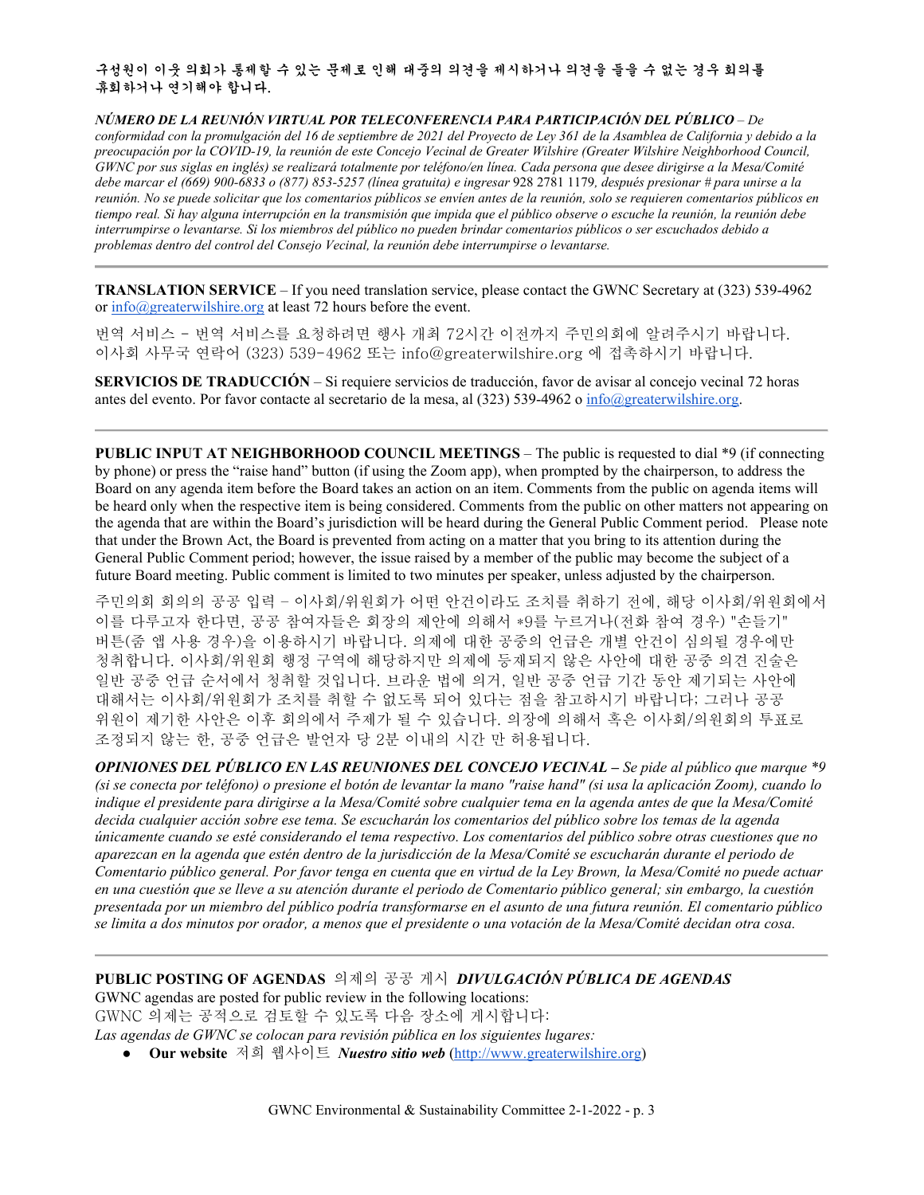**구성원이 이웃 의회가 통제할 수 있는 문제로 인해 대중의 의견을 제시하거나 의견을 들을 수 없는 경우 회의를 휴회하거나 연기해야 합니다.**

***NÚMERO DE LA REUNIÓN VIRTUAL POR TELECONFERENCIA PARA PARTICIPACIÓN DEL PÚBLICO** – De conformidad con la promulgación del 16 de septiembre de 2021 del Proyecto de Ley 361 de la Asamblea de California y debido a la preocupación por la COVID-19, la reunión de este Concejo Vecinal de Greater Wilshire (Greater Wilshire Neighborhood Council, GWNC por sus siglas en inglés) se realizará totalmente por teléfono/en línea. Cada persona que desee dirigirse a la Mesa/Comité debe marcar el (669) 900-6833 o (877) 853-5257 (línea gratuita) e ingresar* 928 2781 1179*, después presionar # para unirse a la reunión. No se puede solicitar que los comentarios públicos se envíen antes de la reunión, solo se requieren comentarios públicos en tiempo real. Si hay alguna interrupción en la transmisión que impida que el público observe o escuche la reunión, la reunión debe interrumpirse o levantarse. Si los miembros del público no pueden brindar comentarios públicos o ser escuchados debido a problemas dentro del control del Consejo Vecinal, la reunión debe interrumpirse o levantarse.*

---

**TRANSLATION SERVICE** – If you need translation service, please contact the GWNC Secretary at (323) 539-4962 or info@greaterwilshire.org at least 72 hours before the event.

번역 서비스 – 번역 서비스를 요청하려면 행사 개최 72시간 이전까지 주민의회에 알려주시기 바랍니다. 이사회 사무국 연락어 (323) 539-4962 또는 info@greaterwilshire.org 에 접촉하시기 바랍니다.

**SERVICIOS DE TRADUCCIÓN** – Si requiere servicios de traducción, favor de avisar al concejo vecinal 72 horas antes del evento. Por favor contacte al secretario de la mesa, al (323) 539-4962 o info@greaterwilshire.org.

---

**PUBLIC INPUT AT NEIGHBORHOOD COUNCIL MEETINGS** – The public is requested to dial *9 (if connecting by phone) or press the "raise hand" button (if using the Zoom app), when prompted by the chairperson, to address the Board on any agenda item before the Board takes an action on an item. Comments from the public on agenda items will be heard only when the respective item is being considered. Comments from the public on other matters not appearing on the agenda that are within the Board's jurisdiction will be heard during the General Public Comment period. Please note that under the Brown Act, the Board is prevented from acting on a matter that you bring to its attention during the General Public Comment period; however, the issue raised by a member of the public may become the subject of a future Board meeting. Public comment is limited to two minutes per speaker, unless adjusted by the chairperson.

주민의회 회의의 공공 입력 – 이사회/위원회가 어떤 안건이라도 조치를 취하기 전에, 해당 이사회/위원회에서 이를 다루고자 한다면, 공공 참여자들은 회장의 제안에 의해서 *9를 누르거나(전화 참여 경우) "손들기" 버튼(줌 앱 사용 경우)을 이용하시기 바랍니다. 의제에 대한 공중의 언급은 개별 안건이 심의될 경우에만 청취합니다. 이사회/위원회 행정 구역에 해당하지만 의제에 등재되지 않은 사안에 대한 공중 의견 진술은 일반 공중 언급 순서에서 청취할 것입니다. 브라운 법에 의거, 일반 공중 언급 기간 동안 제기되는 사안에 대해서는 이사회/위원회가 조치를 취할 수 없도록 되어 있다는 점을 참고하시기 바랍니다; 그러나 공공 위원이 제기한 사안은 이후 회의에서 주제가 될 수 있습니다. 의장에 의해서 혹은 이사회/의원회의 투표로 조정되지 않는 한, 공중 언급은 발언자 당 2분 이내의 시간 만 허용됩니다.

***OPINIONES DEL PÚBLICO EN LAS REUNIONES DEL CONCEJO VECINAL** – Se pide al público que marque *9 (si se conecta por teléfono) o presione el botón de levantar la mano "raise hand" (si usa la aplicación Zoom), cuando lo indique el presidente para dirigirse a la Mesa/Comité sobre cualquier tema en la agenda antes de que la Mesa/Comité decida cualquier acción sobre ese tema. Se escucharán los comentarios del público sobre los temas de la agenda únicamente cuando se esté considerando el tema respectivo. Los comentarios del público sobre otras cuestiones que no aparezcan en la agenda que estén dentro de la jurisdicción de la Mesa/Comité se escucharán durante el periodo de Comentario público general. Por favor tenga en cuenta que en virtud de la Ley Brown, la Mesa/Comité no puede actuar en una cuestión que se lleve a su atención durante el periodo de Comentario público general; sin embargo, la cuestión presentada por un miembro del público podría transformarse en el asunto de una futura reunión. El comentario público se limita a dos minutos por orador, a menos que el presidente o una votación de la Mesa/Comité decidan otra cosa.*

---

**PUBLIC POSTING OF AGENDAS** 의제의 공공 게시 ***DIVULGACIÓN PÚBLICA DE AGENDAS***

GWNC agendas are posted for public review in the following locations:

GWNC 의제는 공적으로 검토할 수 있도록 다음 장소에 게시합니다:

*Las agendas de GWNC se colocan para revisión pública en los siguientes lugares:*

- **Our website** 저희 웹사이트 ***Nuestro sitio web*** (http://www.greaterwilshire.org)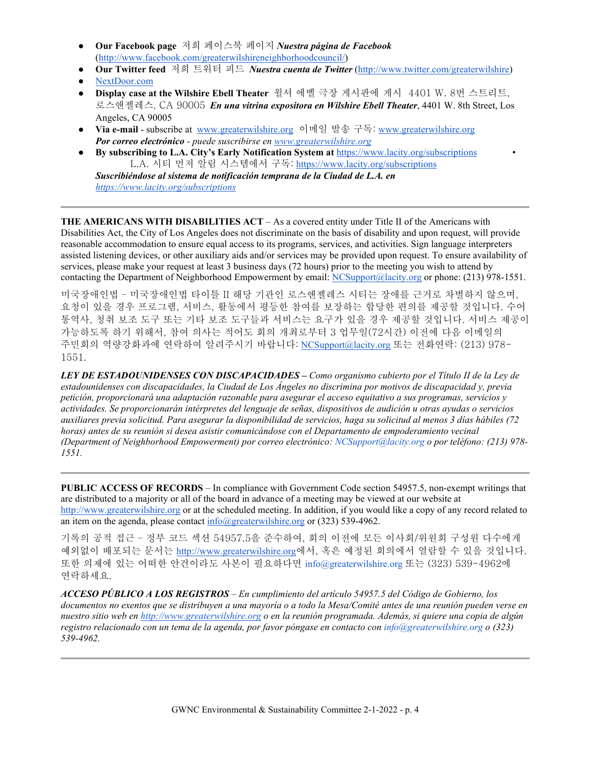- **Our Facebook page** 저희 페이스북 페이지 ***Nuestra página de Facebook*** (http://www.facebook.com/greaterwilshireneighborhoodcouncil/)
- **Our Twitter feed** 저희 트위터 피드 ***Nuestra cuenta de Twitter*** (http://www.twitter.com/greaterwilshire)
- NextDoor.com
- **Display case at the Wilshire Ebell Theater** 윌셔 에벨 극장 게시판에 게시 4401 W. 8번 스트리트, 로스앤젤레스, CA 90005 ***En una vitrina expositora en Wilshire Ebell Theater***, 4401 W. 8th Street, Los Angeles, CA 90005
- **Via e-mail** - subscribe at www.greaterwilshire.org 이메일 발송 구독: www.greaterwilshire.org ***Por correo electrónico*** *- puede suscribirse en www.greaterwilshire.org*
- **By subscribing to L.A. City's Early Notification System at** https://www.lacity.org/subscriptions L.A. 시티 먼저 알림 시스템에서 구독: https://www.lacity.org/subscriptions ***Suscribiéndose al sistema de notificación temprana de la Ciudad de L.A. en*** *https://www.lacity.org/subscriptions*

---

**THE AMERICANS WITH DISABILITIES ACT** – As a covered entity under Title II of the Americans with Disabilities Act, the City of Los Angeles does not discriminate on the basis of disability and upon request, will provide reasonable accommodation to ensure equal access to its programs, service, and activities. Sign language interpreters assisted listening devices, or other auxiliary aids and/or services may be provided upon request. To ensure availability of services, please make your request at least 3 business days (72 hours) prior to the meeting you wish to attend by contacting the Department of Neighborhood Empowerment by email: NCSupport@lacity.org or phone: (213) 978-1551.

미국장애인법 – 미국장애인법 타이틀 II 해당 기관인 로스앤젤레스 시티는 장애를 근거로 차별하지 않으며, 요청이 있을 경우 프로그램, 서비스, 활동에서 평등한 참여를 보장하는 합당한 편의를 제공할 것입니다. 수어 통역사, 청취 보조 도구 또는 기타 보조 도구들과 서비스는 요구가 있을 경우 제공할 것입니다. 서비스 제공이 가능하도록 하기 위해서, 참여 의사는 적어도 회의 개최로부터 3 업무일(72시간) 이전에 다음 이메일의 주민회의 역량강화과에 연락하여 알려주시기 바랍니다: NCSupport@lacity.org 또는 전화연락: (213) 978-1551.

***LEY DE ESTADOUNIDENSES CON DISCAPACIDADES –*** *Como organismo cubierto por el Título II de la Ley de estadounidenses con discapacidades, la Ciudad de Los Ángeles no discrimina por motivos de discapacidad y, previa petición, proporcionará una adaptación razonable para asegurar el acceso equitativo a sus programas, servicios y actividades. Se proporcionarán intérpretes del lenguaje de señas, dispositivos de audición u otras ayudas o servicios auxiliares previa solicitud. Para asegurar la disponibilidad de servicios, haga su solicitud al menos 3 días hábiles (72 horas) antes de su reunión si desea asistir comunicándose con el Departamento de empoderamiento vecinal (Department of Neighborhood Empowerment) por correo electrónico: NCSupport@lacity.org o por teléfono: (213) 978-1551.*

---

**PUBLIC ACCESS OF RECORDS** – In compliance with Government Code section 54957.5, non-exempt writings that are distributed to a majority or all of the board in advance of a meeting may be viewed at our website at http://www.greaterwilshire.org or at the scheduled meeting. In addition, if you would like a copy of any record related to an item on the agenda, please contact info@greaterwilshire.org or (323) 539-4962.

기록의 공적 접근 – 정부 코드 섹션 54957.5을 준수하여, 회의 이전에 모든 이사회/위원회 구성원 다수에게 예외없이 배포되는 문서는 http://www.greaterwilshire.org에서, 혹은 예정된 회의에서 열람할 수 있을 것입니다. 또한 의제에 있는 어떠한 안건이라도 사본이 필요하다면 info@greaterwilshire.org 또는 (323) 539-4962에 연락하세요.

***ACCESO PÚBLICO A LOS REGISTROS*** *– En cumplimiento del artículo 54957.5 del Código de Gobierno, los documentos no exentos que se distribuyen a una mayoría o a todo la Mesa/Comité antes de una reunión pueden verse en nuestro sitio web en http://www.greaterwilshire.org o en la reunión programada. Además, si quiere una copia de algún registro relacionado con un tema de la agenda, por favor póngase en contacto con info@greaterwilshire.org o (323) 539-4962.*

---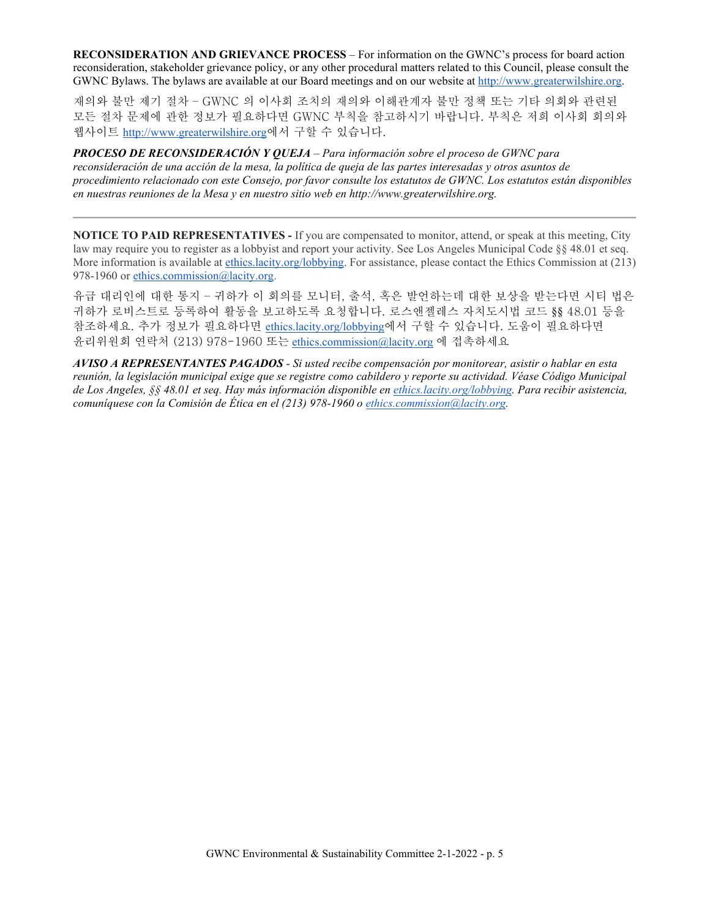**RECONSIDERATION AND GRIEVANCE PROCESS** – For information on the GWNC's process for board action reconsideration, stakeholder grievance policy, or any other procedural matters related to this Council, please consult the GWNC Bylaws. The bylaws are available at our Board meetings and on our website at http://www.greaterwilshire.org.

재의와 불만 제기 절차 – GWNC 의 이사회 조치의 재의와 이해관계자 불만 정책 또는 기타 의회와 관련된 모든 절차 문제에 관한 정보가 필요하다면 GWNC 부칙을 참고하시기 바랍니다. 부칙은 저희 이사회 회의와 웹사이트 http://www.greaterwilshire.org에서 구할 수 있습니다.

***PROCESO DE RECONSIDERACIÓN Y QUEJA*** *– Para información sobre el proceso de GWNC para reconsideración de una acción de la mesa, la política de queja de las partes interesadas y otros asuntos de procedimiento relacionado con este Consejo, por favor consulte los estatutos de GWNC. Los estatutos están disponibles en nuestras reuniones de la Mesa y en nuestro sitio web en http://www.greaterwilshire.org.*

---

**NOTICE TO PAID REPRESENTATIVES -** If you are compensated to monitor, attend, or speak at this meeting, City law may require you to register as a lobbyist and report your activity. See Los Angeles Municipal Code §§ 48.01 et seq. More information is available at ethics.lacity.org/lobbying. For assistance, please contact the Ethics Commission at (213) 978-1960 or ethics.commission@lacity.org.

유급 대리인에 대한 통지 – 귀하가 이 회의를 모니터, 출석, 혹은 발언하는데 대한 보상을 받는다면 시티 법은 귀하가 로비스트로 등록하여 활동을 보고하도록 요청합니다. 로스앤젤레스 자치도시법 코드 §§ 48.01 등을 참조하세요. 추가 정보가 필요하다면 ethics.lacity.org/lobbying에서 구할 수 있습니다. 도움이 필요하다면 윤리위원회 연락처 (213) 978-1960 또는 ethics.commission@lacity.org 에 접촉하세요

***AVISO A REPRESENTANTES PAGADOS*** *- Si usted recibe compensación por monitorear, asistir o hablar en esta reunión, la legislación municipal exige que se registre como cabildero y reporte su actividad. Véase Código Municipal de Los Angeles, §§ 48.01 et seq. Hay más información disponible en ethics.lacity.org/lobbying. Para recibir asistencia, comuníquese con la Comisión de Ética en el (213) 978-1960 o ethics.commission@lacity.org.*